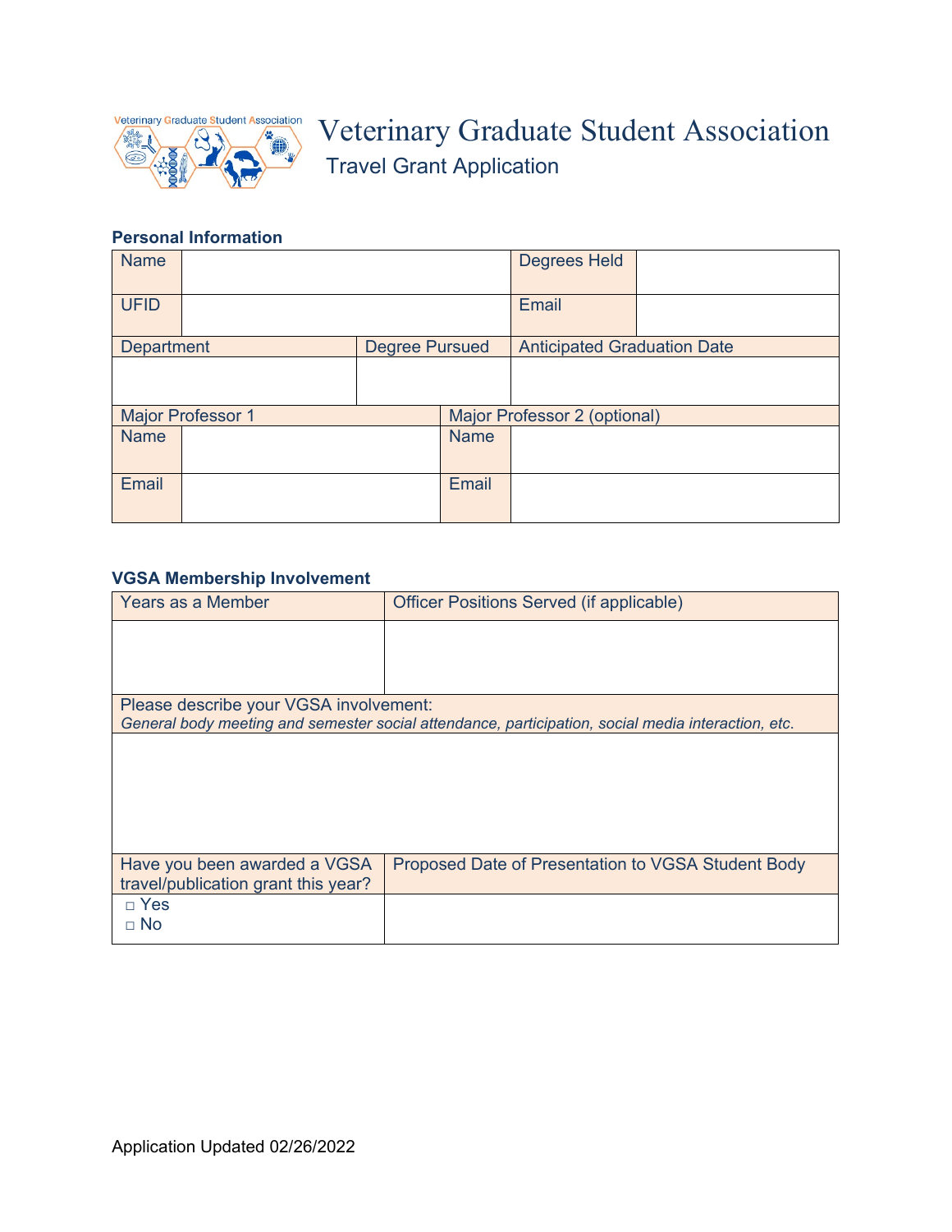# Veterinary Graduate Student Association

## Travel Grant Application

### Personal Information

| Name | | Degrees Held | |
|---|---|---|---|
| UFID | | Email | |

| Department | Degree Pursued | Anticipated Graduation Date |
|---|---|---|
| | | |

| Major Professor 1 | | Major Professor 2 (optional) | |
|---|---|---|---|
| Name | | Name | |
| Email | | Email | |

### VGSA Membership Involvement

| Years as a Member | Officer Positions Served (if applicable) |
|---|---|
| | |

| Please describe your VGSA involvement: *General body meeting and semester social attendance, participation, social media interaction, etc.* |
|---|
| |

| Have you been awarded a VGSA travel/publication grant this year? | Proposed Date of Presentation to VGSA Student Body |
|---|---|
| □ Yes<br>□ No | |

Application Updated 02/26/2022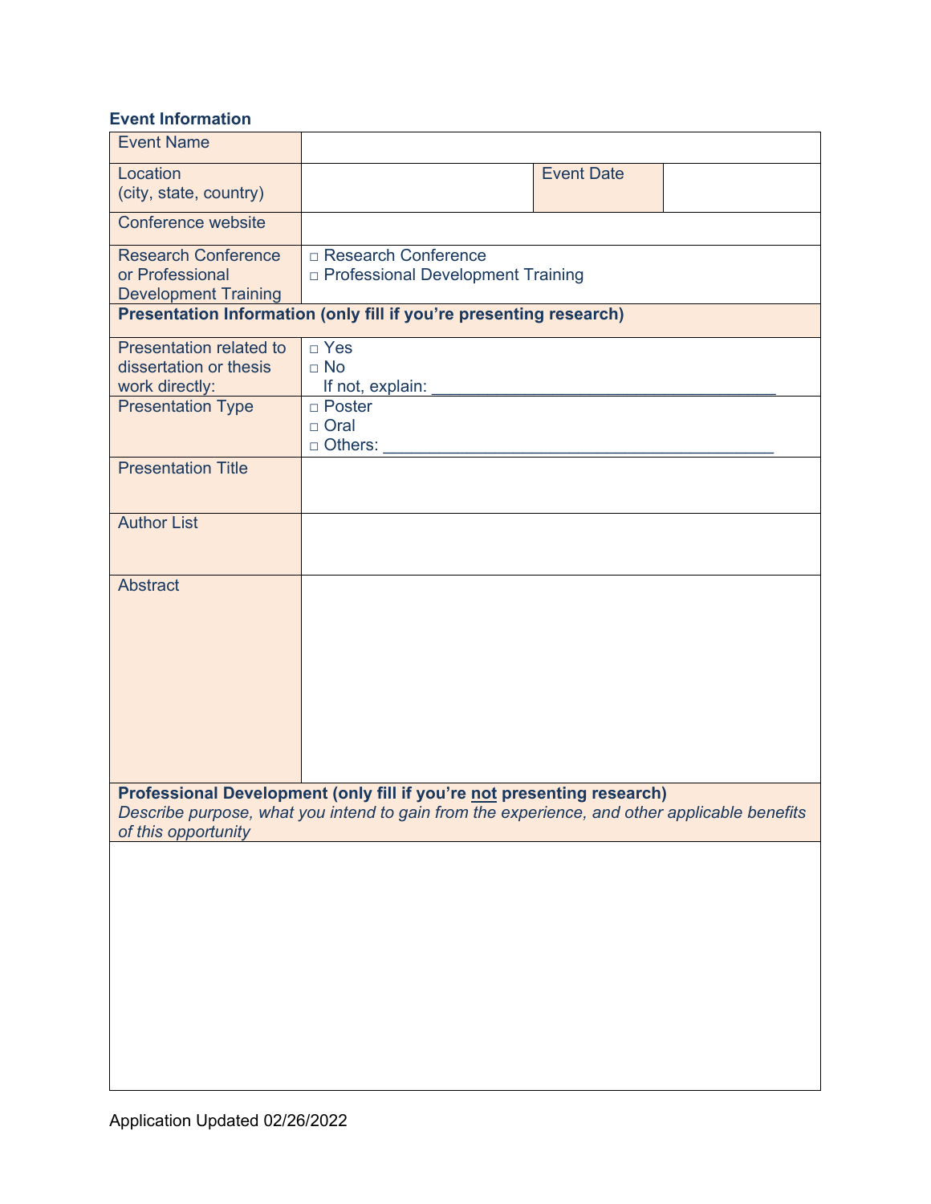### Event Information

| | | | |
|---|---|---|---|
| Event Name | | | |
| Location (city, state, country) | | Event Date | |
| Conference website | | | |
| Research Conference or Professional Development Training | □ Research Conference<br>□ Professional Development Training | | |
| **Presentation Information (only fill if you're presenting research)** | | | |
| Presentation related to dissertation or thesis work directly: | □ Yes<br>□ No<br>If not, explain: ______________________________________ | | |
| Presentation Type | □ Poster<br>□ Oral<br>□ Others: ____________________________________________ | | |
| Presentation Title | | | |
| Author List | | | |
| Abstract | | | |
| **Professional Development (only fill if you're not presenting research)**<br>*Describe purpose, what you intend to gain from the experience, and other applicable benefits of this opportunity* | | | |
| | | | |

Application Updated 02/26/2022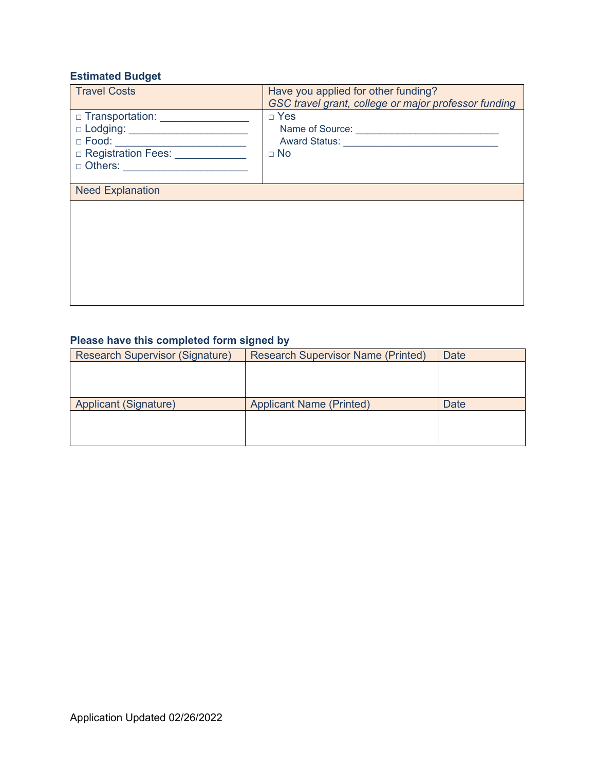**Estimated Budget**

| Travel Costs | Have you applied for other funding? *GSC travel grant, college or major professor funding* |
|---|---|
| □ Transportation: _______________<br>□ Lodging: ____________________<br>□ Food: ______________________<br>□ Registration Fees: ____________<br>□ Others: _____________________ | □ Yes<br>Name of Source: _________________________<br>Award Status: ___________________________<br>□ No |

| Need Explanation |
|---|
| |

**Please have this completed form signed by**

| Research Supervisor (Signature) | Research Supervisor Name (Printed) | Date |
|---|---|---|
| | | |
| Applicant (Signature) | Applicant Name (Printed) | Date |
| | | |

Application Updated 02/26/2022